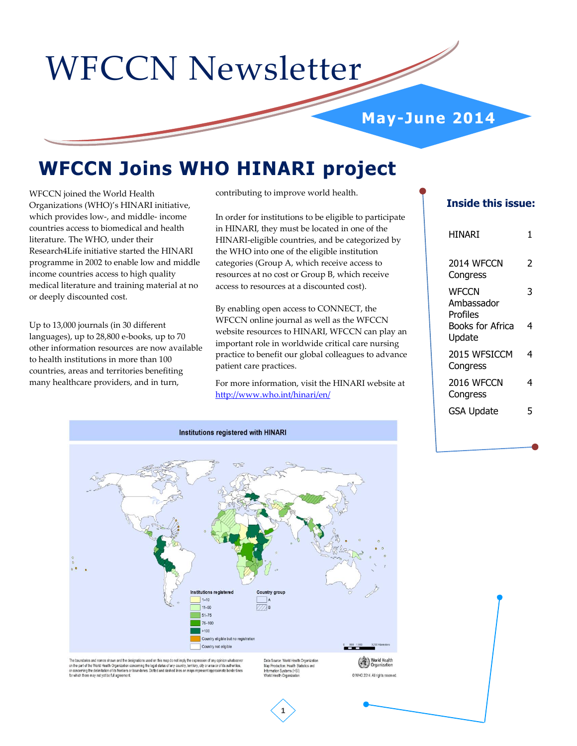# WFCCN Newsletter

**May-June 2014**

## WFCCN Joins WHO HINARI project

WFCCN joined the World Health Organizations (WHO)'s HINARI initiative, which provides low-, and middle- income countries access to biomedical and health literature. The WHO, under their Research4Life initiative started the HINARI programme in 2002 to enable low and middle income countries access to high quality medical literature and training material at no or deeply discounted cost.

Up to 13,000 journals (in 30 different languages), up to 28,800 e-books, up to 70 other information resources are now available to health institutions in more than 100 countries, areas and territories benefiting many healthcare providers, and in turn, contributing to improve world health.

In order for institutions to be eligible to participate in HINARI, they must be located in one of the HINARI-eligible countries, and be categorized by the WHO into one of the eligible institution categories (Group A, which receive access to resources at no cost or Group B, which receive access to resources at a discounted cost).

By enabling open access to CONNECT, the WFCCN online journal as well as the WFCCN website resources to HINARI, WFCCN can play an important role in worldwide critical care nursing practice to benefit our global colleagues to advance patient care practices.

For more information, visit the HINARI website at http://www.who.int/hinari/en/

**Institutions registered with HINARI**

Institutions registered: 1–10; 11–50; 51–75; 76–100; >100; Country eligible but no registration; Country not eligible

Country group: A; B

The boundaries and names shown and the designations used on this map do not imply the expression of any opinion whatsoever on the part of the World Health Organization concerning the legal status of any country, territory, city or area or of its authorities, or concerning the delimitation of its frontiers or boundaries. Dotted and dashed lines on maps represent approximate border lines for which there may not yet be full agreement.

Data Source: World Health Organization
Map Production: Health Statistics and Information Systems (HSI)
World Health Organization

© WHO 2014. All rights reserved.

### Inside this issue:

| | |
|---|---|
| HINARI | 1 |
| 2014 WFCCN Congress | 2 |
| WFCCN Ambassador Profiles | 3 |
| Books for Africa Update | 4 |
| 2015 WFSICCM Congress | 4 |
| 2016 WFCCN Congress | 4 |
| GSA Update | 5 |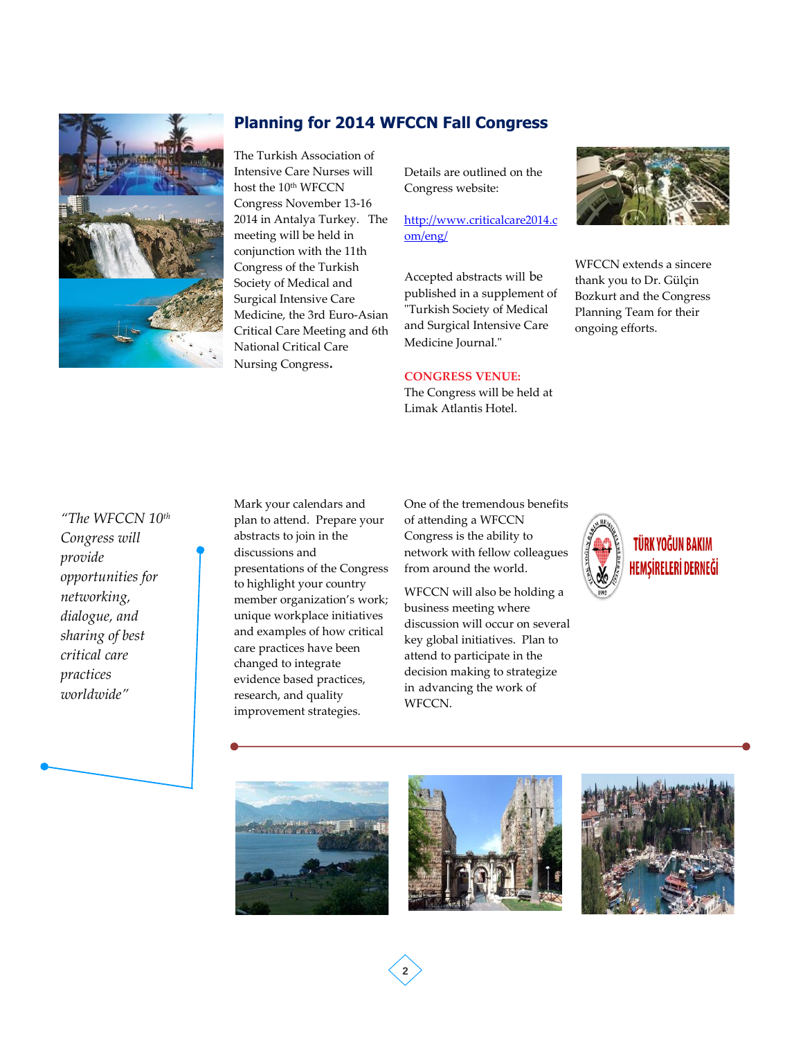## Planning for 2014 WFCCN Fall Congress

The Turkish Association of Intensive Care Nurses will host the 10th WFCCN Congress November 13-16 2014 in Antalya Turkey. The meeting will be held in conjunction with the 11th Congress of the Turkish Society of Medical and Surgical Intensive Care Medicine, the 3rd Euro-Asian Critical Care Meeting and 6th National Critical Care Nursing Congress.

Details are outlined on the Congress website:

http://www.criticalcare2014.com/eng/

Accepted abstracts will be published in a supplement of "Turkish Society of Medical and Surgical Intensive Care Medicine Journal."

**CONGRESS VENUE:**
The Congress will be held at Limak Atlantis Hotel.

WFCCN extends a sincere thank you to Dr. Gülçin Bozkurt and the Congress Planning Team for their ongoing efforts.

*"The WFCCN 10th Congress will provide opportunities for networking, dialogue, and sharing of best critical care practices worldwide"*

Mark your calendars and plan to attend. Prepare your abstracts to join in the discussions and presentations of the Congress to highlight your country member organization's work; unique workplace initiatives and examples of how critical care practices have been changed to integrate evidence based practices, research, and quality improvement strategies.

One of the tremendous benefits of attending a WFCCN Congress is the ability to network with fellow colleagues from around the world.

WFCCN will also be holding a business meeting where discussion will occur on several key global initiatives. Plan to attend to participate in the decision making to strategize in advancing the work of WFCCN.

TÜRK YOĞUN BAKIM HEMŞİRELERİ DERNEĞİ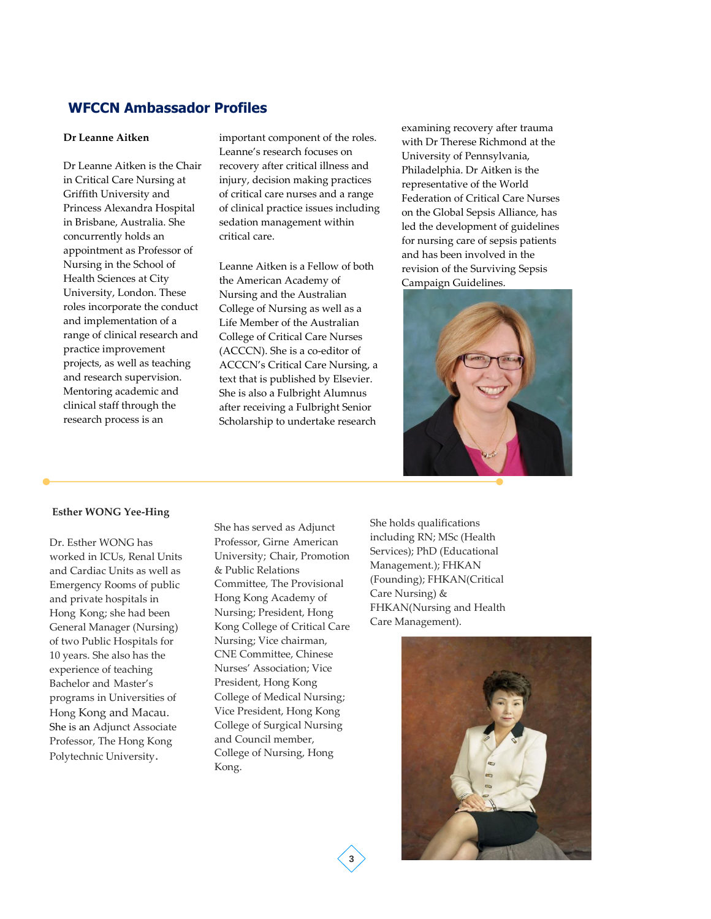## WFCCN Ambassador Profiles

**Dr Leanne Aitken**

Dr Leanne Aitken is the Chair in Critical Care Nursing at Griffith University and Princess Alexandra Hospital in Brisbane, Australia. She concurrently holds an appointment as Professor of Nursing in the School of Health Sciences at City University, London. These roles incorporate the conduct and implementation of a range of clinical research and practice improvement projects, as well as teaching and research supervision. Mentoring academic and clinical staff through the research process is an important component of the roles. Leanne's research focuses on recovery after critical illness and injury, decision making practices of critical care nurses and a range of clinical practice issues including sedation management within critical care.

Leanne Aitken is a Fellow of both the American Academy of Nursing and the Australian College of Nursing as well as a Life Member of the Australian College of Critical Care Nurses (ACCCN). She is a co-editor of ACCCN's Critical Care Nursing, a text that is published by Elsevier. She is also a Fulbright Alumnus after receiving a Fulbright Senior Scholarship to undertake research examining recovery after trauma with Dr Therese Richmond at the University of Pennsylvania, Philadelphia. Dr Aitken is the representative of the World Federation of Critical Care Nurses on the Global Sepsis Alliance, has led the development of guidelines for nursing care of sepsis patients and has been involved in the revision of the Surviving Sepsis Campaign Guidelines.

**Esther WONG Yee-Hing**

Dr. Esther WONG has worked in ICUs, Renal Units and Cardiac Units as well as Emergency Rooms of public and private hospitals in Hong Kong; she had been General Manager (Nursing) of two Public Hospitals for 10 years. She also has the experience of teaching Bachelor and Master's programs in Universities of Hong Kong and Macau. She is an Adjunct Associate Professor, The Hong Kong Polytechnic University.

She has served as Adjunct Professor, Girne American University; Chair, Promotion & Public Relations Committee, The Provisional Hong Kong Academy of Nursing; President, Hong Kong College of Critical Care Nursing; Vice chairman, CNE Committee, Chinese Nurses' Association; Vice President, Hong Kong College of Medical Nursing; Vice President, Hong Kong College of Surgical Nursing and Council member, College of Nursing, Hong Kong.

She holds qualifications including RN; MSc (Health Services); PhD (Educational Management.); FHKAN (Founding); FHKAN(Critical Care Nursing) & FHKAN(Nursing and Health Care Management).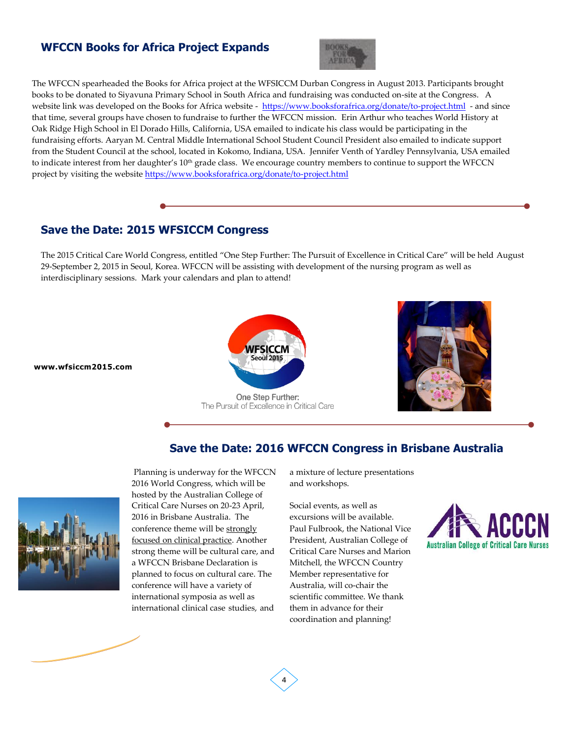## WFCCN Books for Africa Project Expands

The WFCCN spearheaded the Books for Africa project at the WFSICCM Durban Congress in August 2013. Participants brought books to be donated to Siyavuna Primary School in South Africa and fundraising was conducted on-site at the Congress. A website link was developed on the Books for Africa website - https://www.booksforafrica.org/donate/to-project.html - and since that time, several groups have chosen to fundraise to further the WFCCN mission. Erin Arthur who teaches World History at Oak Ridge High School in El Dorado Hills, California, USA emailed to indicate his class would be participating in the fundraising efforts. Aaryan M. Central Middle International School Student Council President also emailed to indicate support from the Student Council at the school, located in Kokomo, Indiana, USA. Jennifer Venth of Yardley Pennsylvania, USA emailed to indicate interest from her daughter's 10th grade class. We encourage country members to continue to support the WFCCN project by visiting the website https://www.booksforafrica.org/donate/to-project.html

## Save the Date: 2015 WFSICCM Congress

The 2015 Critical Care World Congress, entitled "One Step Further: The Pursuit of Excellence in Critical Care" will be held August 29-September 2, 2015 in Seoul, Korea. WFCCN will be assisting with development of the nursing program as well as interdisciplinary sessions. Mark your calendars and plan to attend!

**www.wfsiccm2015.com**

WFSICCM Seoul 2015

One Step Further: The Pursuit of Excellence in Critical Care

## Save the Date: 2016 WFCCN Congress in Brisbane Australia

Planning is underway for the WFCCN 2016 World Congress, which will be hosted by the Australian College of Critical Care Nurses on 20-23 April, 2016 in Brisbane Australia. The conference theme will be strongly focused on clinical practice. Another strong theme will be cultural care, and a WFCCN Brisbane Declaration is planned to focus on cultural care. The conference will have a variety of international symposia as well as international clinical case studies, and a mixture of lecture presentations and workshops.

Social events, as well as excursions will be available. Paul Fulbrook, the National Vice President, Australian College of Critical Care Nurses and Marion Mitchell, the WFCCN Country Member representative for Australia, will co-chair the scientific committee. We thank them in advance for their coordination and planning!

ACCCN Australian College of Critical Care Nurses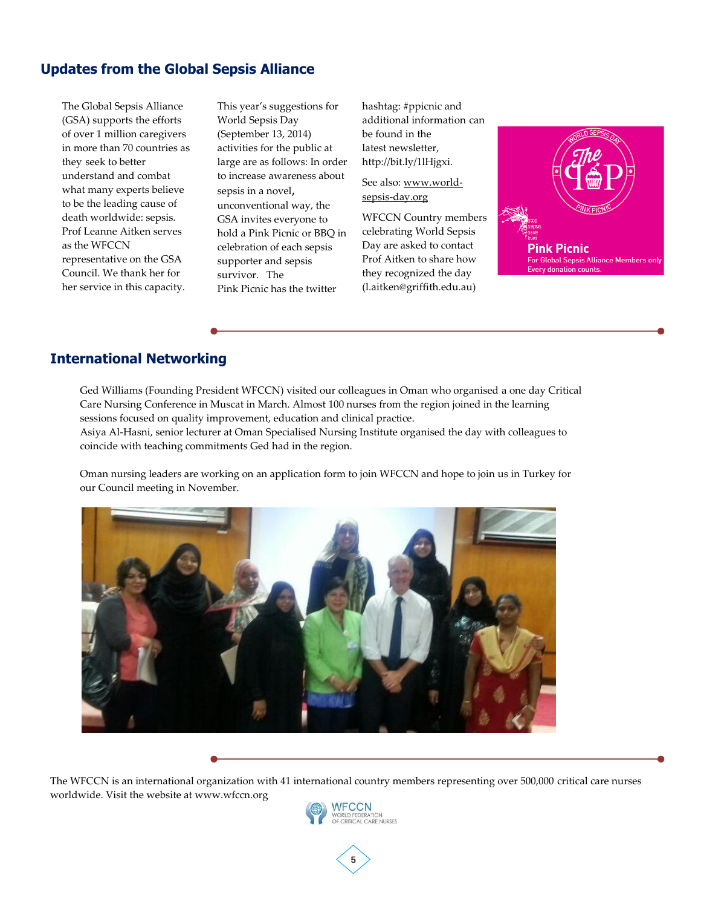## Updates from the Global Sepsis Alliance

The Global Sepsis Alliance (GSA) supports the efforts of over 1 million caregivers in more than 70 countries as they seek to better understand and combat what many experts believe to be the leading cause of death worldwide: sepsis. Prof Leanne Aitken serves as the WFCCN representative on the GSA Council. We thank her for her service in this capacity.

This year's suggestions for World Sepsis Day (September 13, 2014) activities for the public at large are as follows: In order to increase awareness about sepsis in a novel, unconventional way, the GSA invites everyone to hold a Pink Picnic or BBQ in celebration of each sepsis supporter and sepsis survivor. The Pink Picnic has the twitter hashtag: #ppicnic and additional information can be found in the latest newsletter, http://bit.ly/1lHjgxi.

See also: www.world-sepsis-day.org

WFCCN Country members celebrating World Sepsis Day are asked to contact Prof Aitken to share how they recognized the day (l.aitken@griffith.edu.au)

## International Networking

Ged Williams (Founding President WFCCN) visited our colleagues in Oman who organised a one day Critical Care Nursing Conference in Muscat in March. Almost 100 nurses from the region joined in the learning sessions focused on quality improvement, education and clinical practice.
Asiya Al-Hasni, senior lecturer at Oman Specialised Nursing Institute organised the day with colleagues to coincide with teaching commitments Ged had in the region.

Oman nursing leaders are working on an application form to join WFCCN and hope to join us in Turkey for our Council meeting in November.

The WFCCN is an international organization with 41 international country members representing over 500,000 critical care nurses worldwide. Visit the website at www.wfccn.org